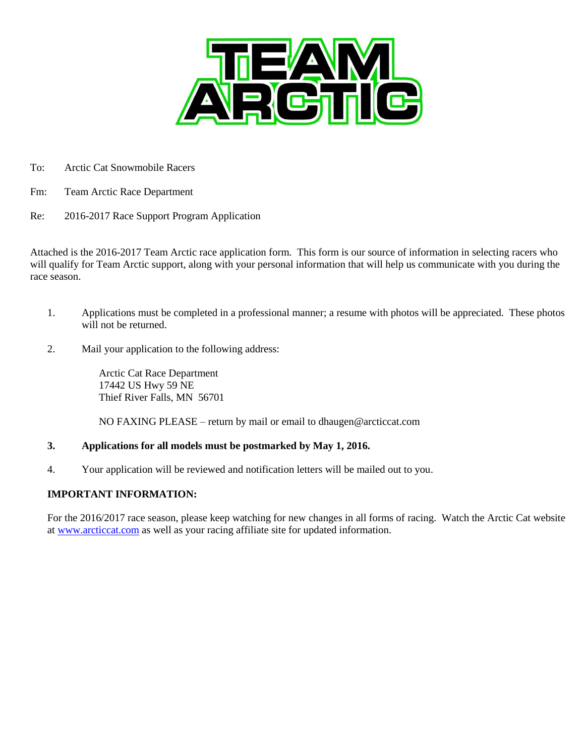# TEAM ARCTIC

To: Arctic Cat Snowmobile Racers

Fm: Team Arctic Race Department

Re: 2016-2017 Race Support Program Application

Attached is the 2016-2017 Team Arctic race application form. This form is our source of information in selecting racers who will qualify for Team Arctic support, along with your personal information that will help us communicate with you during the race season.

1. Applications must be completed in a professional manner; a resume with photos will be appreciated. These photos will not be returned.

2. Mail your application to the following address:

   Arctic Cat Race Department
   17442 US Hwy 59 NE
   Thief River Falls, MN 56701

   NO FAXING PLEASE – return by mail or email to dhaugen@arcticcat.com

3. **Applications for all models must be postmarked by May 1, 2016.**

4. Your application will be reviewed and notification letters will be mailed out to you.

**IMPORTANT INFORMATION:**

For the 2016/2017 race season, please keep watching for new changes in all forms of racing. Watch the Arctic Cat website at www.arcticcat.com as well as your racing affiliate site for updated information.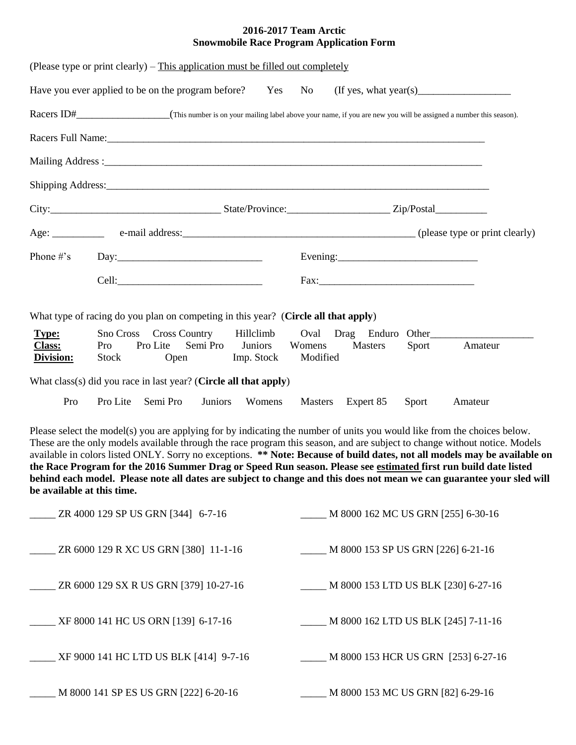**2016-2017 Team Arctic**
**Snowmobile Race Program Application Form**

(Please type or print clearly) – <u>This application must be filled out completely</u>

Have you ever applied to be on the program before? Yes No (If yes, what year(s)__________________

Racers ID#__________________(This number is on your mailing label above your name, if you are new you will be assigned a number this season).

Racers Full Name:_____________________________________________________________________________

Mailing Address :_____________________________________________________________________________

Shipping Address:_____________________________________________________________________________

City:_________________________________ State/Province:____________________ Zip/Postal__________

Age: __________ e-mail address:_______________________________________________ (please type or print clearly)

Phone #'s Day:____________________________ Evening:___________________________

Cell:____________________________ Fax:______________________________

What type of racing do you plan on competing in this year? (**Circle all that apply**)

**<u>Type:</u>** Sno Cross Cross Country Hillclimb Oval Drag Enduro Other____________________
**<u>Class:</u>** Pro Pro Lite Semi Pro Juniors Womens Masters Sport Amateur
**<u>Division:</u>** Stock Open Imp. Stock Modified

What class(s) did you race in last year? (**Circle all that apply**)

Pro Pro Lite Semi Pro Juniors Womens Masters Expert 85 Sport Amateur

Please select the model(s) you are applying for by indicating the number of units you would like from the choices below. These are the only models available through the race program this season, and are subject to change without notice. Models available in colors listed ONLY. Sorry no exceptions. **** Note: Because of build dates, not all models may be available on the Race Program for the 2016 Summer Drag or Speed Run season. Please see <u>estimated</u> first run build date listed behind each model. Please note all dates are subject to change and this does not mean we can guarantee your sled will be available at this time.**

_____ ZR 4000 129 SP US GRN [344] 6-7-16

_____ ZR 6000 129 R XC US GRN [380] 11-1-16

_____ ZR 6000 129 SX R US GRN [379] 10-27-16

_____ XF 8000 141 HC US ORN [139] 6-17-16

_____ XF 9000 141 HC LTD US BLK [414] 9-7-16

_____ M 8000 141 SP ES US GRN [222] 6-20-16

_____ M 8000 162 MC US GRN [255] 6-30-16

_____ M 8000 153 SP US GRN [226] 6-21-16

_____ M 8000 153 LTD US BLK [230] 6-27-16

_____ M 8000 162 LTD US BLK [245] 7-11-16

_____ M 8000 153 HCR US GRN [253] 6-27-16

_____ M 8000 153 MC US GRN [82] 6-29-16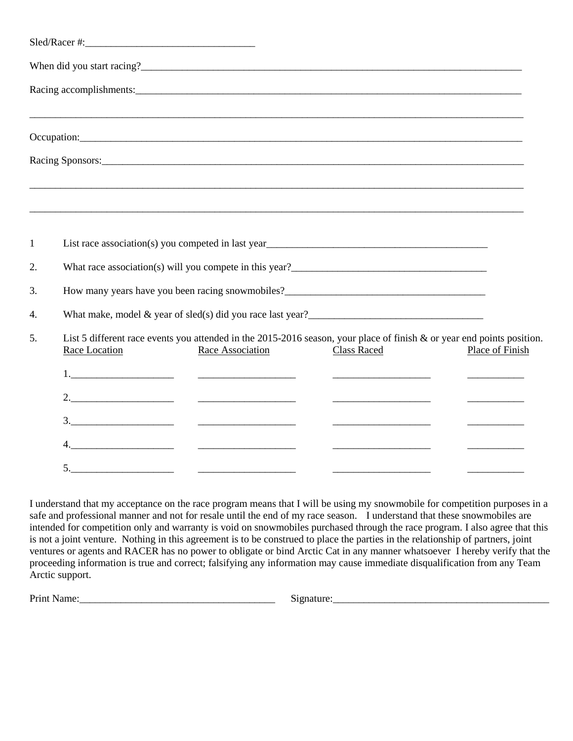Sled/Racer #:_________________________________

When did you start racing?_____________________________________________________________________________

Racing accomplishments:_______________________________________________________________________________

________________________________________________________________________________________________

Occupation:_______________________________________________________________________________________

Racing Sponsors:__________________________________________________________________________________

________________________________________________________________________________________________

________________________________________________________________________________________________

1 List race association(s) you competed in last year____________________________________________

2. What race association(s) will you compete in this year?_______________________________________

3. How many years have you been racing snowmobiles?_________________________________________

4. What make, model & year of sled(s) did you race last year?__________________________________

5. List 5 different race events you attended in the 2015-2016 season, your place of finish & or year end points position.

| Race Location | Race Association | Class Raced | Place of Finish |
|---|---|---|---|
| 1.____________________ | ___________________ | ___________________ | ___________ |
| 2.____________________ | ___________________ | ___________________ | ___________ |
| 3.____________________ | ___________________ | ___________________ | ___________ |
| 4.____________________ | ___________________ | ___________________ | ___________ |
| 5.____________________ | ___________________ | ___________________ | ___________ |

I understand that my acceptance on the race program means that I will be using my snowmobile for competition purposes in a safe and professional manner and not for resale until the end of my race season. I understand that these snowmobiles are intended for competition only and warranty is void on snowmobiles purchased through the race program. I also agree that this is not a joint venture. Nothing in this agreement is to be construed to place the parties in the relationship of partners, joint ventures or agents and RACER has no power to obligate or bind Arctic Cat in any manner whatsoever I hereby verify that the proceeding information is true and correct; falsifying any information may cause immediate disqualification from any Team Arctic support.

Print Name:______________________________________ Signature:___________________________________________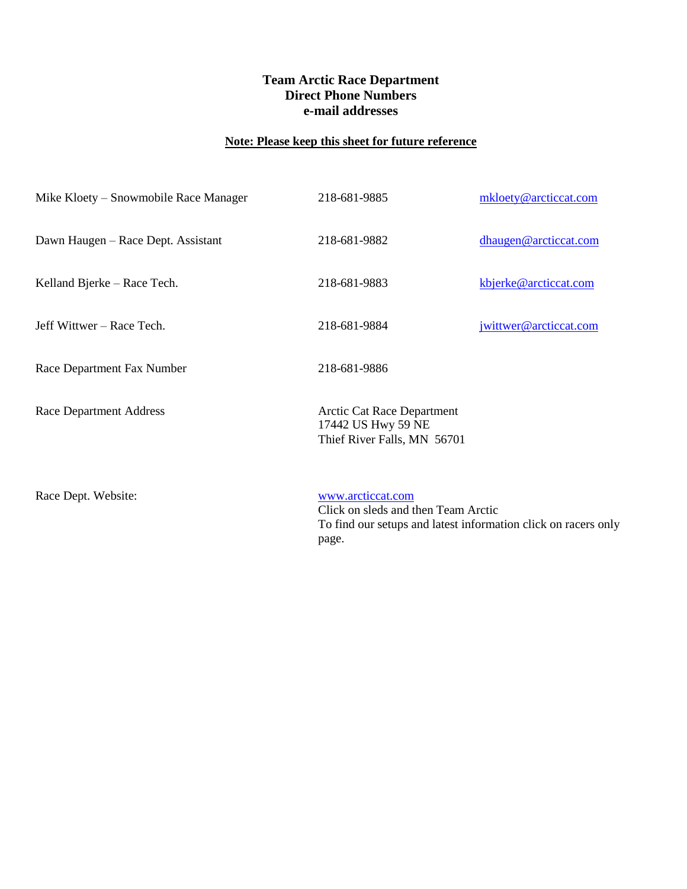**Team Arctic Race Department**
**Direct Phone Numbers**
**e-mail addresses**

**Note: Please keep this sheet for future reference**

| | | |
|---|---|---|
| Mike Kloety – Snowmobile Race Manager | 218-681-9885 | mkloety@arcticcat.com |
| Dawn Haugen – Race Dept. Assistant | 218-681-9882 | dhaugen@arcticcat.com |
| Kelland Bjerke – Race Tech. | 218-681-9883 | kbjerke@arcticcat.com |
| Jeff Wittwer – Race Tech. | 218-681-9884 | jwittwer@arcticcat.com |
| Race Department Fax Number | 218-681-9886 | |
| Race Department Address | Arctic Cat Race Department<br>17442 US Hwy 59 NE<br>Thief River Falls, MN 56701 | |
| Race Dept. Website: | www.arcticcat.com<br>Click on sleds and then Team Arctic<br>To find our setups and latest information click on racers only page. | |